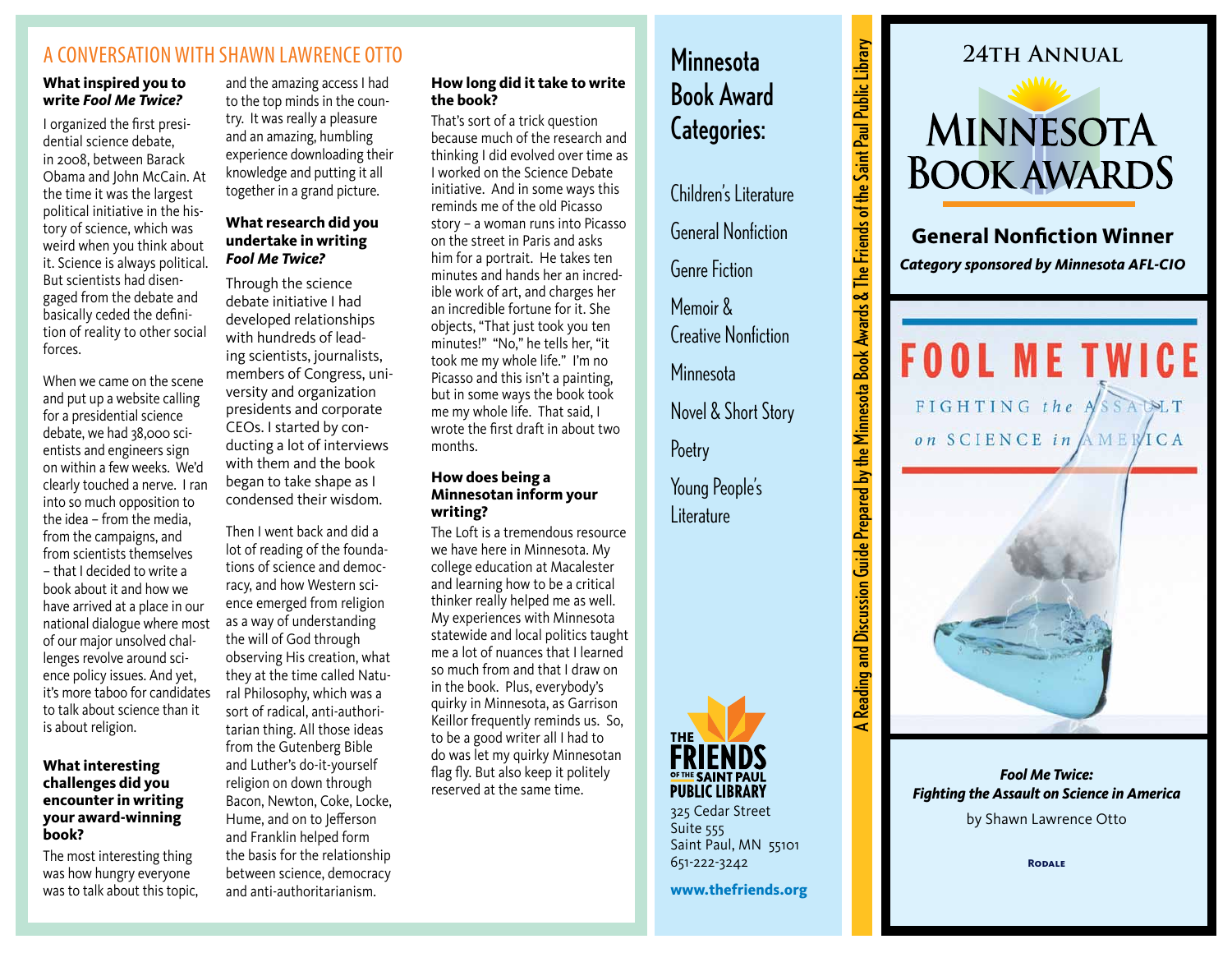## A CONVERSATION WITH SHAWN LAWRENCE OTTO

**What inspired you to write *Fool Me Twice?***

I organized the first presidential science debate, in 2008, between Barack Obama and John McCain. At the time it was the largest political initiative in the history of science, which was weird when you think about it. Science is always political. But scientists had disengaged from the debate and basically ceded the definition of reality to other social forces.

When we came on the scene and put up a website calling for a presidential science debate, we had 38,000 scientists and engineers sign on within a few weeks. We'd clearly touched a nerve. I ran into so much opposition to the idea – from the media, from the campaigns, and from scientists themselves – that I decided to write a book about it and how we have arrived at a place in our national dialogue where most of our major unsolved challenges revolve around science policy issues. And yet, it's more taboo for candidates to talk about science than it is about religion.

**What interesting challenges did you encounter in writing your award-winning book?**

The most interesting thing was how hungry everyone was to talk about this topic, and the amazing access I had to the top minds in the country. It was really a pleasure and an amazing, humbling experience downloading their knowledge and putting it all together in a grand picture.

**What research did you undertake in writing *Fool Me Twice?***

Through the science debate initiative I had developed relationships with hundreds of leading scientists, journalists, members of Congress, university and organization presidents and corporate CEOs. I started by conducting a lot of interviews with them and the book began to take shape as I condensed their wisdom.

Then I went back and did a lot of reading of the foundations of science and democracy, and how Western science emerged from religion as a way of understanding the will of God through observing His creation, what they at the time called Natural Philosophy, which was a sort of radical, anti-authoritarian thing. All those ideas from the Gutenberg Bible and Luther's do-it-yourself religion on down through Bacon, Newton, Coke, Locke, Hume, and on to Jefferson and Franklin helped form the basis for the relationship between science, democracy and anti-authoritarianism.

**How long did it take to write the book?**

That's sort of a trick question because much of the research and thinking I did evolved over time as I worked on the Science Debate initiative. And in some ways this reminds me of the old Picasso story – a woman runs into Picasso on the street in Paris and asks him for a portrait. He takes ten minutes and hands her an incredible work of art, and charges her an incredible fortune for it. She objects, "That just took you ten minutes!" "No," he tells her, "it took me my whole life." I'm no Picasso and this isn't a painting, but in some ways the book took me my whole life. That said, I wrote the first draft in about two months.

**How does being a Minnesotan inform your writing?**

The Loft is a tremendous resource we have here in Minnesota. My college education at Macalester and learning how to be a critical thinker really helped me as well. My experiences with Minnesota statewide and local politics taught me a lot of nuances that I learned so much from and that I draw on in the book. Plus, everybody's quirky in Minnesota, as Garrison Keillor frequently reminds us. So, to be a good writer all I had to do was let my quirky Minnesotan flag fly. But also keep it politely reserved at the same time.

## Minnesota Book Award Categories:

- Children's Literature
- General Nonfiction
- Genre Fiction
- Memoir & Creative Nonfiction
- Minnesota
- Novel & Short Story
- Poetry
- Young People's Literature

THE FRIENDS OF THE SAINT PAUL PUBLIC LIBRARY
325 Cedar Street
Suite 555
Saint Paul, MN 55101
651-222-3242

**www.thefriends.org**

A Reading and Discussion Guide Prepared by the Minnesota Book Awards & The Friends of the Saint Paul Public Library

# 24th Annual Minnesota Book Awards

## General Nonfiction Winner

***Category sponsored by Minnesota AFL-CIO***

FOOL ME TWICE

FIGHTING the ASSAULT on SCIENCE in AMERICA

***Fool Me Twice: Fighting the Assault on Science in America***

by Shawn Lawrence Otto

Rodale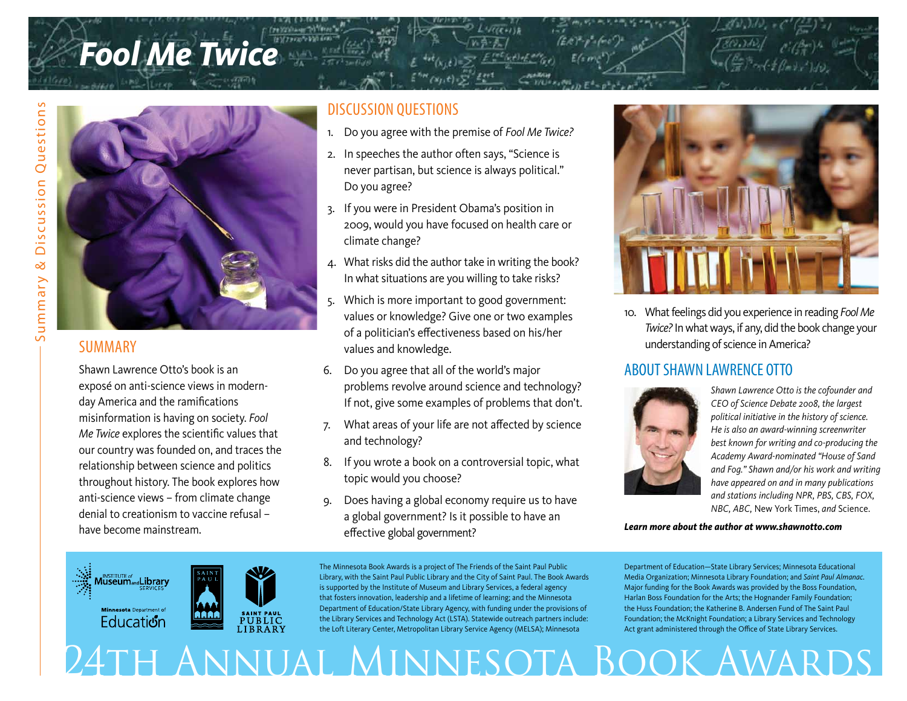# Fool Me Twice

Summary & Discussion Questions

## SUMMARY

Shawn Lawrence Otto's book is an exposé on anti-science views in modern-day America and the ramifications misinformation is having on society. *Fool Me Twice* explores the scientific values that our country was founded on, and traces the relationship between science and politics throughout history. The book explores how anti-science views – from climate change denial to creationism to vaccine refusal – have become mainstream.

## DISCUSSION QUESTIONS

1. Do you agree with the premise of *Fool Me Twice?*
2. In speeches the author often says, "Science is never partisan, but science is always political." Do you agree?
3. If you were in President Obama's position in 2009, would you have focused on health care or climate change?
4. What risks did the author take in writing the book? In what situations are you willing to take risks?
5. Which is more important to good government: values or knowledge? Give one or two examples of a politician's effectiveness based on his/her values and knowledge.
6. Do you agree that all of the world's major problems revolve around science and technology? If not, give some examples of problems that don't.
7. What areas of your life are not affected by science and technology?
8. If you wrote a book on a controversial topic, what topic would you choose?
9. Does having a global economy require us to have a global government? Is it possible to have an effective global government?
10. What feelings did you experience in reading *Fool Me Twice?* In what ways, if any, did the book change your understanding of science in America?

## ABOUT SHAWN LAWRENCE OTTO

*Shawn Lawrence Otto is the cofounder and CEO of Science Debate 2008, the largest political initiative in the history of science. He is also an award-winning screenwriter best known for writing and co-producing the Academy Award-nominated "House of Sand and Fog." Shawn and/or his work and writing have appeared on and in many publications and stations including NPR, PBS, CBS, FOX, NBC, ABC,* New York Times, *and* Science.

***Learn more about the author at www.shawnotto.com***

Institute of Museum and Library Services · Minnesota Department of Education · Saint Paul · Saint Paul Public Library

The Minnesota Book Awards is a project of The Friends of the Saint Paul Public Library, with the Saint Paul Public Library and the City of Saint Paul. The Book Awards is supported by the Institute of Museum and Library Services, a federal agency that fosters innovation, leadership and a lifetime of learning; and the Minnesota Department of Education/State Library Agency, with funding under the provisions of the Library Services and Technology Act (LSTA). Statewide outreach partners include: the Loft Literary Center, Metropolitan Library Service Agency (MELSA); Minnesota Department of Education—State Library Services; Minnesota Educational Media Organization; Minnesota Library Foundation; and *Saint Paul Almanac*. Major funding for the Book Awards was provided by the Boss Foundation, Harlan Boss Foundation for the Arts; the Hognander Family Foundation; the Huss Foundation; the Katherine B. Andersen Fund of The Saint Paul Foundation; the McKnight Foundation; a Library Services and Technology Act grant administered through the Office of State Library Services.

# 24th Annual Minnesota Book Awards